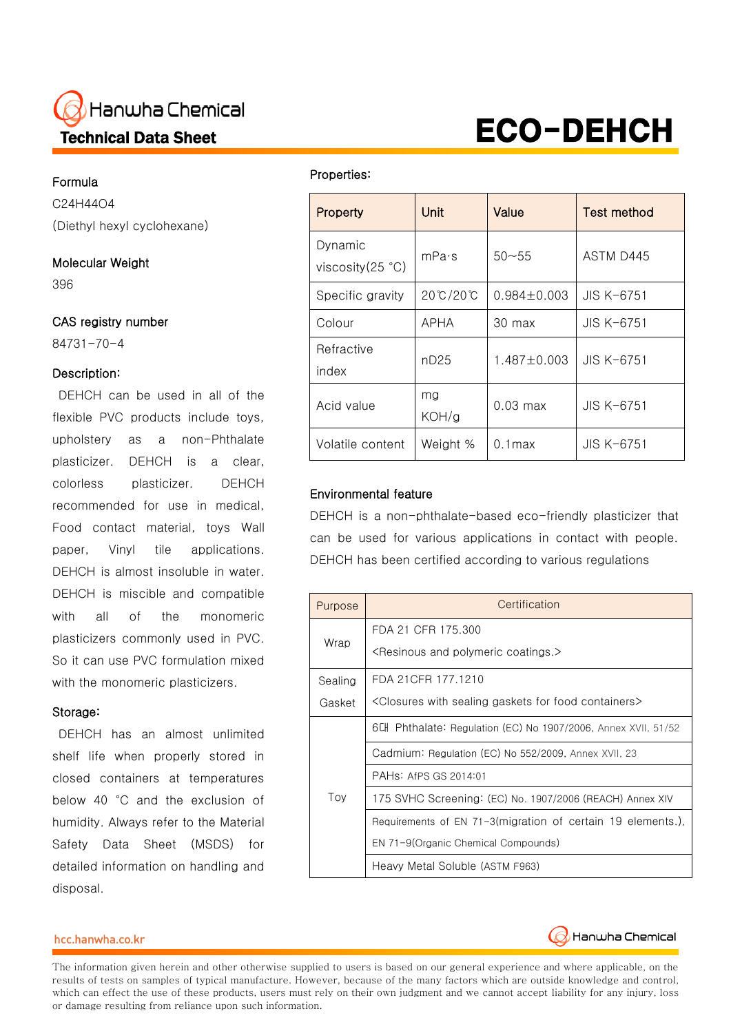Hanwha Chemical

**Technical Data Sheet**

# ECO-DEHCH

### Formula

$C_{24}H_{44}O_4$

(Diethyl hexyl cyclohexane)

### Molecular Weight

396

### CAS registry number

84731-70-4

### Description:

DEHCH can be used in all of the flexible PVC products include toys, upholstery as a non-Phthalate plasticizer. DEHCH is a clear, colorless plasticizer. DEHCH recommended for use in medical, Food contact material, toys Wall paper, Vinyl tile applications. DEHCH is almost insoluble in water. DEHCH is miscible and compatible with all of the monomeric plasticizers commonly used in PVC. So it can use PVC formulation mixed with the monomeric plasticizers.

### Storage:

DEHCH has an almost unlimited shelf life when properly stored in closed containers at temperatures below 40 °C and the exclusion of humidity. Always refer to the Material Safety Data Sheet (MSDS) for detailed information on handling and disposal.

### Properties:

| Property | Unit | Value | Test method |
|---|---|---|---|
| Dynamic viscosity(25 °C) | mPa·s | 50~55 | ASTM D445 |
| Specific gravity | 20℃/20℃ | 0.984±0.003 | JIS K-6751 |
| Colour | APHA | 30 max | JIS K-6751 |
| Refractive index | nD25 | 1.487±0.003 | JIS K-6751 |
| Acid value | mg KOH/g | 0.03 max | JIS K-6751 |
| Volatile content | Weight % | 0.1max | JIS K-6751 |

### Environmental feature

DEHCH is a non-phthalate-based eco-friendly plasticizer that can be used for various applications in contact with people. DEHCH has been certified according to various regulations

| Purpose | Certification |
|---|---|
| Wrap | FDA 21 CFR 175.300 <Resinous and polymeric coatings.> |
| Sealing Gasket | FDA 21CFR 177.1210 <Closures with sealing gaskets for food containers> |
| Toy | 6대 Phthalate: Regulation (EC) No 1907/2006, Annex XVII, 51/52 |
| | Cadmium: Regulation (EC) No 552/2009, Annex XVII, 23 |
| | PAHs: AfPS GS 2014:01 |
| | 175 SVHC Screening: (EC) No. 1907/2006 (REACH) Annex XIV |
| | Requirements of EN 71-3(migration of certain 19 elements.), EN 71-9(Organic Chemical Compounds) |
| | Heavy Metal Soluble (ASTM F963) |

hcc.hanwha.co.kr

The information given herein and other otherwise supplied to users is based on our general experience and where applicable, on the results of tests on samples of typical manufacture. However, because of the many factors which are outside knowledge and control, which can effect the use of these products, users must rely on their own judgment and we cannot accept liability for any injury, loss or damage resulting from reliance upon such information.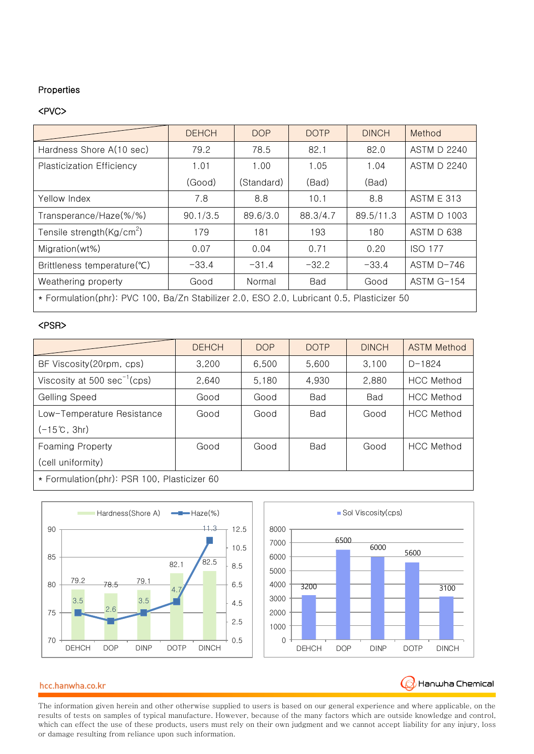Properties

<PVC>

| | DEHCH | DOP | DOTP | DINCH | Method |
|---|---|---|---|---|---|
| Hardness Shore A(10 sec) | 79.2 | 78.5 | 82.1 | 82.0 | ASTM D 2240 |
| Plasticization Efficiency | 1.01 (Good) | 1.00 (Standard) | 1.05 (Bad) | 1.04 (Bad) | ASTM D 2240 |
| Yellow Index | 7.8 | 8.8 | 10.1 | 8.8 | ASTM E 313 |
| Transperance/Haze(%/%) | 90.1/3.5 | 89.6/3.0 | 88.3/4.7 | 89.5/11.3 | ASTM D 1003 |
| Tensile strength(Kg/cm$^2$) | 179 | 181 | 193 | 180 | ASTM D 638 |
| Migration(wt%) | 0.07 | 0.04 | 0.71 | 0.20 | ISO 177 |
| Brittleness temperature(℃) | −33.4 | −31.4 | −32.2 | −33.4 | ASTM D-746 |
| Weathering property | Good | Normal | Bad | Good | ASTM G-154 |

* Formulation(phr): PVC 100, Ba/Zn Stabilizer 2.0, ESO 2.0, Lubricant 0.5, Plasticizer 50

<PSR>

| | DEHCH | DOP | DOTP | DINCH | ASTM Method |
|---|---|---|---|---|---|
| BF Viscosity(20rpm, cps) | 3,200 | 6,500 | 5,600 | 3,100 | D-1824 |
| Viscosity at 500 sec$^{-1}$(cps) | 2,640 | 5,180 | 4,930 | 2,880 | HCC Method |
| Gelling Speed | Good | Good | Bad | Bad | HCC Method |
| Low-Temperature Resistance (-15℃, 3hr) | Good | Good | Bad | Good | HCC Method |
| Foaming Property (cell uniformity) | Good | Good | Bad | Good | HCC Method |

* Formulation(phr): PSR 100, Plasticizer 60

Hardness(Shore A)
Haze(%)
90
85
80
75
70
12.5
10.5
8.5
6.5
4.5
2.5
0.5
79.2
78.5
79.1
82.1
82.5
3.5
2.6
3.5
4.7
11.3
DEHCH
DOP
DINP
DOTP
DINCH

Sol Viscosity(cps)
8000
7000
6000
5000
4000
3000
2000
1000
0
3200
6500
6000
5600
3100
DEHCH
DOP
DINP
DOTP
DINCH

hcc.hanwha.co.kr

Hanwha Chemical

The information given herein and other otherwise supplied to users is based on our general experience and where applicable, on the results of tests on samples of typical manufacture. However, because of the many factors which are outside knowledge and control, which can effect the use of these products, users must rely on their own judgment and we cannot accept liability for any injury, loss or damage resulting from reliance upon such information.